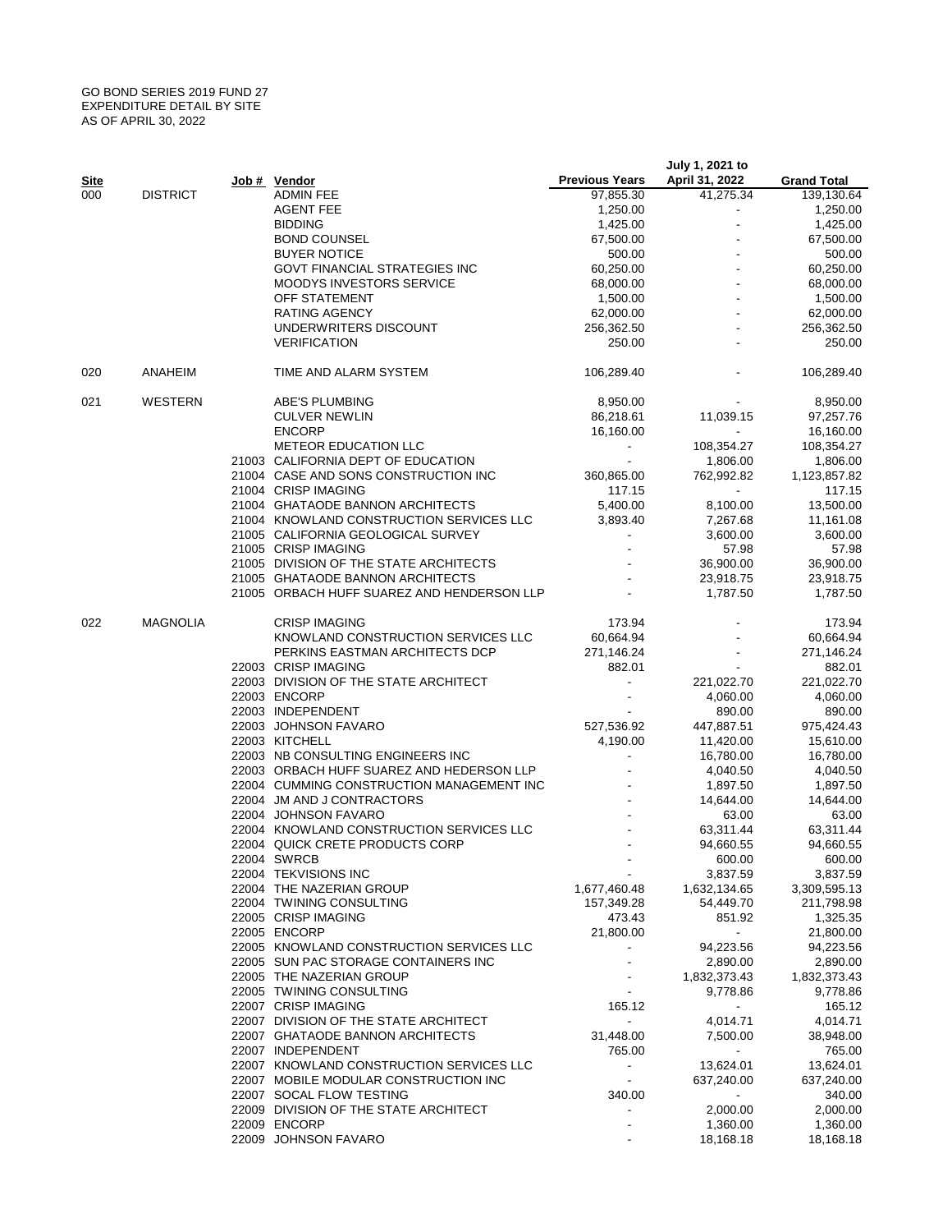GO BOND SERIES 2019 FUND 27
EXPENDITURE DETAIL BY SITE
AS OF APRIL 30, 2022

| Site | | Job # | Vendor | Previous Years | July 1, 2021 to April 31, 2022 | Grand Total |
|---|---|---|---|---|---|---|
| 000 | DISTRICT | | ADMIN FEE | 97,855.30 | 41,275.34 | 139,130.64 |
| | | | AGENT FEE | 1,250.00 | - | 1,250.00 |
| | | | BIDDING | 1,425.00 | - | 1,425.00 |
| | | | BOND COUNSEL | 67,500.00 | - | 67,500.00 |
| | | | BUYER NOTICE | 500.00 | - | 500.00 |
| | | | GOVT FINANCIAL STRATEGIES INC | 60,250.00 | - | 60,250.00 |
| | | | MOODYS INVESTORS SERVICE | 68,000.00 | - | 68,000.00 |
| | | | OFF STATEMENT | 1,500.00 | - | 1,500.00 |
| | | | RATING AGENCY | 62,000.00 | - | 62,000.00 |
| | | | UNDERWRITERS DISCOUNT | 256,362.50 | - | 256,362.50 |
| | | | VERIFICATION | 250.00 | - | 250.00 |
| 020 | ANAHEIM | | TIME AND ALARM SYSTEM | 106,289.40 | - | 106,289.40 |
| 021 | WESTERN | | ABE'S PLUMBING | 8,950.00 | - | 8,950.00 |
| | | | CULVER NEWLIN | 86,218.61 | 11,039.15 | 97,257.76 |
| | | | ENCORP | 16,160.00 | - | 16,160.00 |
| | | | METEOR EDUCATION LLC | - | 108,354.27 | 108,354.27 |
| | | 21003 | CALIFORNIA DEPT OF EDUCATION | - | 1,806.00 | 1,806.00 |
| | | 21004 | CASE AND SONS CONSTRUCTION INC | 360,865.00 | 762,992.82 | 1,123,857.82 |
| | | 21004 | CRISP IMAGING | 117.15 | - | 117.15 |
| | | 21004 | GHATAODE BANNON ARCHITECTS | 5,400.00 | 8,100.00 | 13,500.00 |
| | | 21004 | KNOWLAND CONSTRUCTION SERVICES LLC | 3,893.40 | 7,267.68 | 11,161.08 |
| | | 21005 | CALIFORNIA GEOLOGICAL SURVEY | - | 3,600.00 | 3,600.00 |
| | | 21005 | CRISP IMAGING | - | 57.98 | 57.98 |
| | | 21005 | DIVISION OF THE STATE ARCHITECTS | - | 36,900.00 | 36,900.00 |
| | | 21005 | GHATAODE BANNON ARCHITECTS | - | 23,918.75 | 23,918.75 |
| | | 21005 | ORBACH HUFF SUAREZ AND HENDERSON LLP | - | 1,787.50 | 1,787.50 |
| 022 | MAGNOLIA | | CRISP IMAGING | 173.94 | - | 173.94 |
| | | | KNOWLAND CONSTRUCTION SERVICES LLC | 60,664.94 | - | 60,664.94 |
| | | | PERKINS EASTMAN ARCHITECTS DCP | 271,146.24 | - | 271,146.24 |
| | | 22003 | CRISP IMAGING | 882.01 | - | 882.01 |
| | | 22003 | DIVISION OF THE STATE ARCHITECT | - | 221,022.70 | 221,022.70 |
| | | 22003 | ENCORP | - | 4,060.00 | 4,060.00 |
| | | 22003 | INDEPENDENT | - | 890.00 | 890.00 |
| | | 22003 | JOHNSON FAVARO | 527,536.92 | 447,887.51 | 975,424.43 |
| | | 22003 | KITCHELL | 4,190.00 | 11,420.00 | 15,610.00 |
| | | 22003 | NB CONSULTING ENGINEERS INC | - | 16,780.00 | 16,780.00 |
| | | 22003 | ORBACH HUFF SUAREZ AND HEDERSON LLP | - | 4,040.50 | 4,040.50 |
| | | 22004 | CUMMING CONSTRUCTION MANAGEMENT INC | - | 1,897.50 | 1,897.50 |
| | | 22004 | JM AND J CONTRACTORS | - | 14,644.00 | 14,644.00 |
| | | 22004 | JOHNSON FAVARO | - | 63.00 | 63.00 |
| | | 22004 | KNOWLAND CONSTRUCTION SERVICES LLC | - | 63,311.44 | 63,311.44 |
| | | 22004 | QUICK CRETE PRODUCTS CORP | - | 94,660.55 | 94,660.55 |
| | | 22004 | SWRCB | - | 600.00 | 600.00 |
| | | 22004 | TEKVISIONS INC | - | 3,837.59 | 3,837.59 |
| | | 22004 | THE NAZERIAN GROUP | 1,677,460.48 | 1,632,134.65 | 3,309,595.13 |
| | | 22004 | TWINING CONSULTING | 157,349.28 | 54,449.70 | 211,798.98 |
| | | 22005 | CRISP IMAGING | 473.43 | 851.92 | 1,325.35 |
| | | 22005 | ENCORP | 21,800.00 | - | 21,800.00 |
| | | 22005 | KNOWLAND CONSTRUCTION SERVICES LLC | - | 94,223.56 | 94,223.56 |
| | | 22005 | SUN PAC STORAGE CONTAINERS INC | - | 2,890.00 | 2,890.00 |
| | | 22005 | THE NAZERIAN GROUP | - | 1,832,373.43 | 1,832,373.43 |
| | | 22005 | TWINING CONSULTING | - | 9,778.86 | 9,778.86 |
| | | 22007 | CRISP IMAGING | 165.12 | - | 165.12 |
| | | 22007 | DIVISION OF THE STATE ARCHITECT | - | 4,014.71 | 4,014.71 |
| | | 22007 | GHATAODE BANNON ARCHITECTS | 31,448.00 | 7,500.00 | 38,948.00 |
| | | 22007 | INDEPENDENT | 765.00 | - | 765.00 |
| | | 22007 | KNOWLAND CONSTRUCTION SERVICES LLC | - | 13,624.01 | 13,624.01 |
| | | 22007 | MOBILE MODULAR CONSTRUCTION INC | - | 637,240.00 | 637,240.00 |
| | | 22007 | SOCAL FLOW TESTING | 340.00 | - | 340.00 |
| | | 22009 | DIVISION OF THE STATE ARCHITECT | - | 2,000.00 | 2,000.00 |
| | | 22009 | ENCORP | - | 1,360.00 | 1,360.00 |
| | | 22009 | JOHNSON FAVARO | - | 18,168.18 | 18,168.18 |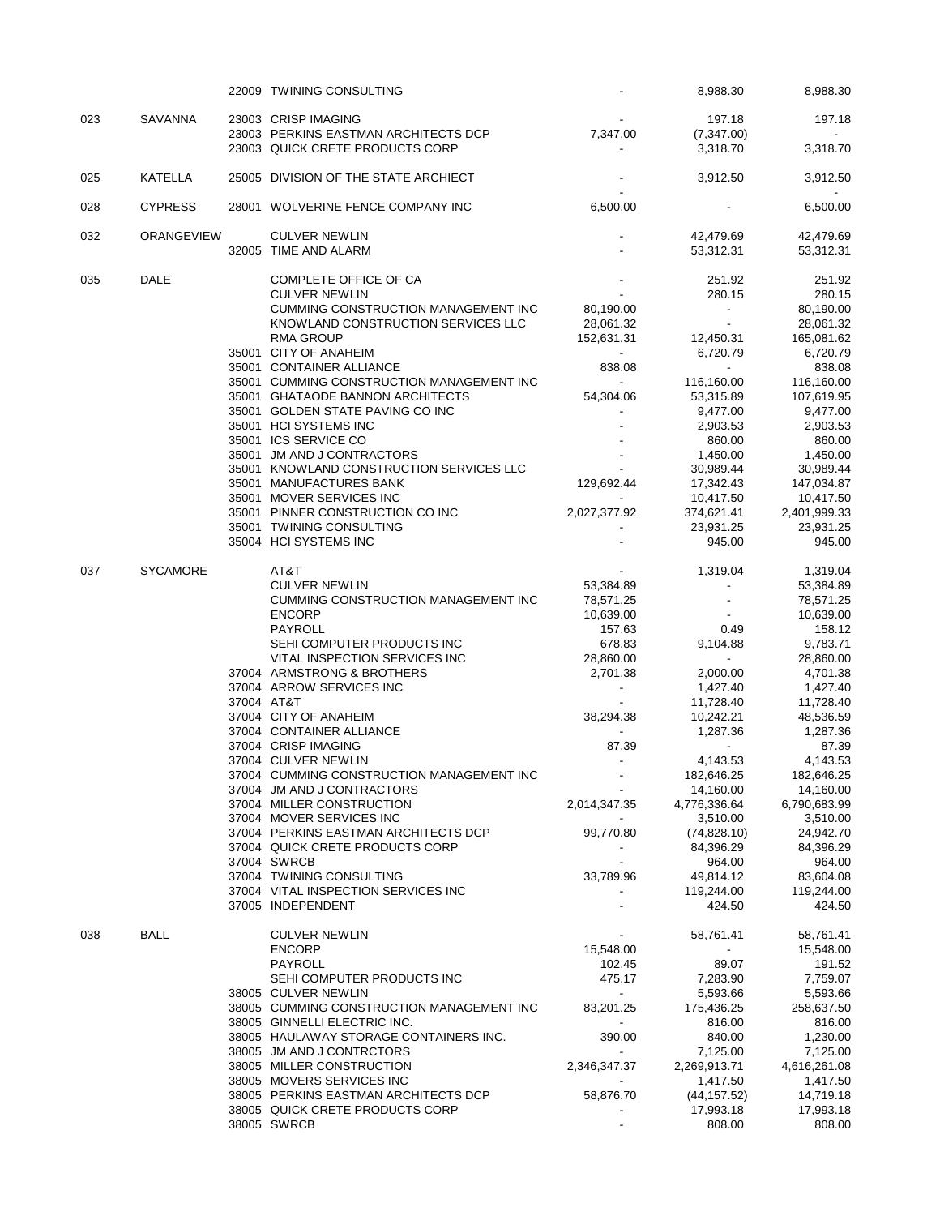| | | | | | | |
|---|---|---|---|---|---|---|
| | | 22009 | TWINING CONSULTING | - | 8,988.30 | 8,988.30 |
| 023 | SAVANNA | 23003 | CRISP IMAGING | - | 197.18 | 197.18 |
| | | 23003 | PERKINS EASTMAN ARCHITECTS DCP | 7,347.00 | (7,347.00) | - |
| | | 23003 | QUICK CRETE PRODUCTS CORP | - | 3,318.70 | 3,318.70 |
| 025 | KATELLA | 25005 | DIVISION OF THE STATE ARCHIECT | - | 3,912.50 | 3,912.50 |
| | | | | - | | - |
| 028 | CYPRESS | 28001 | WOLVERINE FENCE COMPANY INC | 6,500.00 | - | 6,500.00 |
| 032 | ORANGEVIEW | | CULVER NEWLIN | - | 42,479.69 | 42,479.69 |
| | | 32005 | TIME AND ALARM | - | 53,312.31 | 53,312.31 |
| 035 | DALE | | COMPLETE OFFICE OF CA | - | 251.92 | 251.92 |
| | | | CULVER NEWLIN | - | 280.15 | 280.15 |
| | | | CUMMING CONSTRUCTION MANAGEMENT INC | 80,190.00 | - | 80,190.00 |
| | | | KNOWLAND CONSTRUCTION SERVICES LLC | 28,061.32 | - | 28,061.32 |
| | | | RMA GROUP | 152,631.31 | 12,450.31 | 165,081.62 |
| | | 35001 | CITY OF ANAHEIM | - | 6,720.79 | 6,720.79 |
| | | 35001 | CONTAINER ALLIANCE | 838.08 | - | 838.08 |
| | | 35001 | CUMMING CONSTRUCTION MANAGEMENT INC | - | 116,160.00 | 116,160.00 |
| | | 35001 | GHATAODE BANNON ARCHITECTS | 54,304.06 | 53,315.89 | 107,619.95 |
| | | 35001 | GOLDEN STATE PAVING CO INC | - | 9,477.00 | 9,477.00 |
| | | 35001 | HCI SYSTEMS INC | - | 2,903.53 | 2,903.53 |
| | | 35001 | ICS SERVICE CO | - | 860.00 | 860.00 |
| | | 35001 | JM AND J CONTRACTORS | - | 1,450.00 | 1,450.00 |
| | | 35001 | KNOWLAND CONSTRUCTION SERVICES LLC | - | 30,989.44 | 30,989.44 |
| | | 35001 | MANUFACTURES BANK | 129,692.44 | 17,342.43 | 147,034.87 |
| | | 35001 | MOVER SERVICES INC | - | 10,417.50 | 10,417.50 |
| | | 35001 | PINNER CONSTRUCTION CO INC | 2,027,377.92 | 374,621.41 | 2,401,999.33 |
| | | 35001 | TWINING CONSULTING | - | 23,931.25 | 23,931.25 |
| | | 35004 | HCI SYSTEMS INC | - | 945.00 | 945.00 |
| 037 | SYCAMORE | | AT&T | - | 1,319.04 | 1,319.04 |
| | | | CULVER NEWLIN | 53,384.89 | - | 53,384.89 |
| | | | CUMMING CONSTRUCTION MANAGEMENT INC | 78,571.25 | - | 78,571.25 |
| | | | ENCORP | 10,639.00 | - | 10,639.00 |
| | | | PAYROLL | 157.63 | 0.49 | 158.12 |
| | | | SEHI COMPUTER PRODUCTS INC | 678.83 | 9,104.88 | 9,783.71 |
| | | | VITAL INSPECTION SERVICES INC | 28,860.00 | - | 28,860.00 |
| | | 37004 | ARMSTRONG & BROTHERS | 2,701.38 | 2,000.00 | 4,701.38 |
| | | 37004 | ARROW SERVICES INC | - | 1,427.40 | 1,427.40 |
| | | 37004 | AT&T | - | 11,728.40 | 11,728.40 |
| | | 37004 | CITY OF ANAHEIM | 38,294.38 | 10,242.21 | 48,536.59 |
| | | 37004 | CONTAINER ALLIANCE | - | 1,287.36 | 1,287.36 |
| | | 37004 | CRISP IMAGING | 87.39 | - | 87.39 |
| | | 37004 | CULVER NEWLIN | - | 4,143.53 | 4,143.53 |
| | | 37004 | CUMMING CONSTRUCTION MANAGEMENT INC | - | 182,646.25 | 182,646.25 |
| | | 37004 | JM AND J CONTRACTORS | - | 14,160.00 | 14,160.00 |
| | | 37004 | MILLER CONSTRUCTION | 2,014,347.35 | 4,776,336.64 | 6,790,683.99 |
| | | 37004 | MOVER SERVICES INC | - | 3,510.00 | 3,510.00 |
| | | 37004 | PERKINS EASTMAN ARCHITECTS DCP | 99,770.80 | (74,828.10) | 24,942.70 |
| | | 37004 | QUICK CRETE PRODUCTS CORP | - | 84,396.29 | 84,396.29 |
| | | 37004 | SWRCB | - | 964.00 | 964.00 |
| | | 37004 | TWINING CONSULTING | 33,789.96 | 49,814.12 | 83,604.08 |
| | | 37004 | VITAL INSPECTION SERVICES INC | - | 119,244.00 | 119,244.00 |
| | | 37005 | INDEPENDENT | - | 424.50 | 424.50 |
| 038 | BALL | | CULVER NEWLIN | - | 58,761.41 | 58,761.41 |
| | | | ENCORP | 15,548.00 | - | 15,548.00 |
| | | | PAYROLL | 102.45 | 89.07 | 191.52 |
| | | | SEHI COMPUTER PRODUCTS INC | 475.17 | 7,283.90 | 7,759.07 |
| | | 38005 | CULVER NEWLIN | - | 5,593.66 | 5,593.66 |
| | | 38005 | CUMMING CONSTRUCTION MANAGEMENT INC | 83,201.25 | 175,436.25 | 258,637.50 |
| | | 38005 | GINNELLI ELECTRIC INC. | - | 816.00 | 816.00 |
| | | 38005 | HAULAWAY STORAGE CONTAINERS INC. | 390.00 | 840.00 | 1,230.00 |
| | | 38005 | JM AND J CONTRTCTORS | - | 7,125.00 | 7,125.00 |
| | | 38005 | MILLER CONSTRUCTION | 2,346,347.37 | 2,269,913.71 | 4,616,261.08 |
| | | 38005 | MOVERS SERVICES INC | - | 1,417.50 | 1,417.50 |
| | | 38005 | PERKINS EASTMAN ARCHITECTS DCP | 58,876.70 | (44,157.52) | 14,719.18 |
| | | 38005 | QUICK CRETE PRODUCTS CORP | - | 17,993.18 | 17,993.18 |
| | | 38005 | SWRCB | - | 808.00 | 808.00 |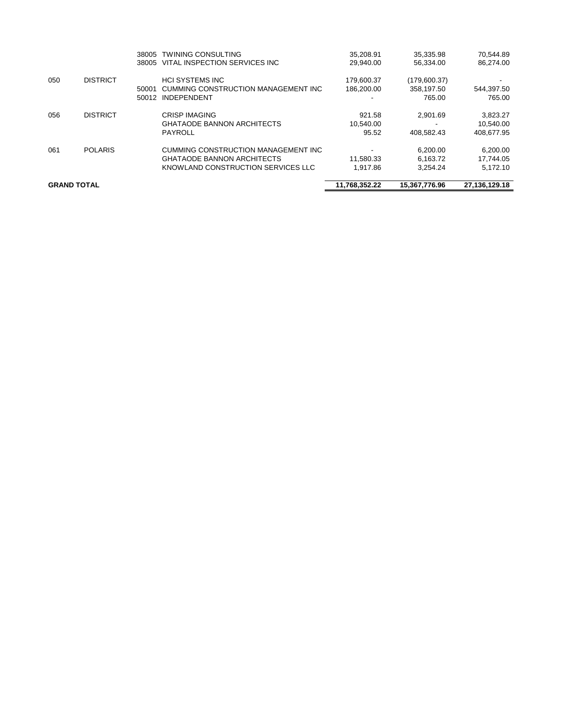| | | | | | | |
|---|---|---|---|---|---|---|
| | | 38005 | TWINING CONSULTING | 35,208.91 | 35,335.98 | 70,544.89 |
| | | 38005 | VITAL INSPECTION SERVICES INC | 29,940.00 | 56,334.00 | 86,274.00 |
| 050 | DISTRICT | | HCI SYSTEMS INC | 179,600.37 | (179,600.37) | - |
| | | 50001 | CUMMING CONSTRUCTION MANAGEMENT INC | 186,200.00 | 358,197.50 | 544,397.50 |
| | | 50012 | INDEPENDENT | - | 765.00 | 765.00 |
| 056 | DISTRICT | | CRISP IMAGING | 921.58 | 2,901.69 | 3,823.27 |
| | | | GHATAODE BANNON ARCHITECTS | 10,540.00 | - | 10,540.00 |
| | | | PAYROLL | 95.52 | 408,582.43 | 408,677.95 |
| 061 | POLARIS | | CUMMING CONSTRUCTION MANAGEMENT INC | - | 6,200.00 | 6,200.00 |
| | | | GHATAODE BANNON ARCHITECTS | 11,580.33 | 6,163.72 | 17,744.05 |
| | | | KNOWLAND CONSTRUCTION SERVICES LLC | 1,917.86 | 3,254.24 | 5,172.10 |
| **GRAND TOTAL** | | | | **11,768,352.22** | **15,367,776.96** | **27,136,129.18** |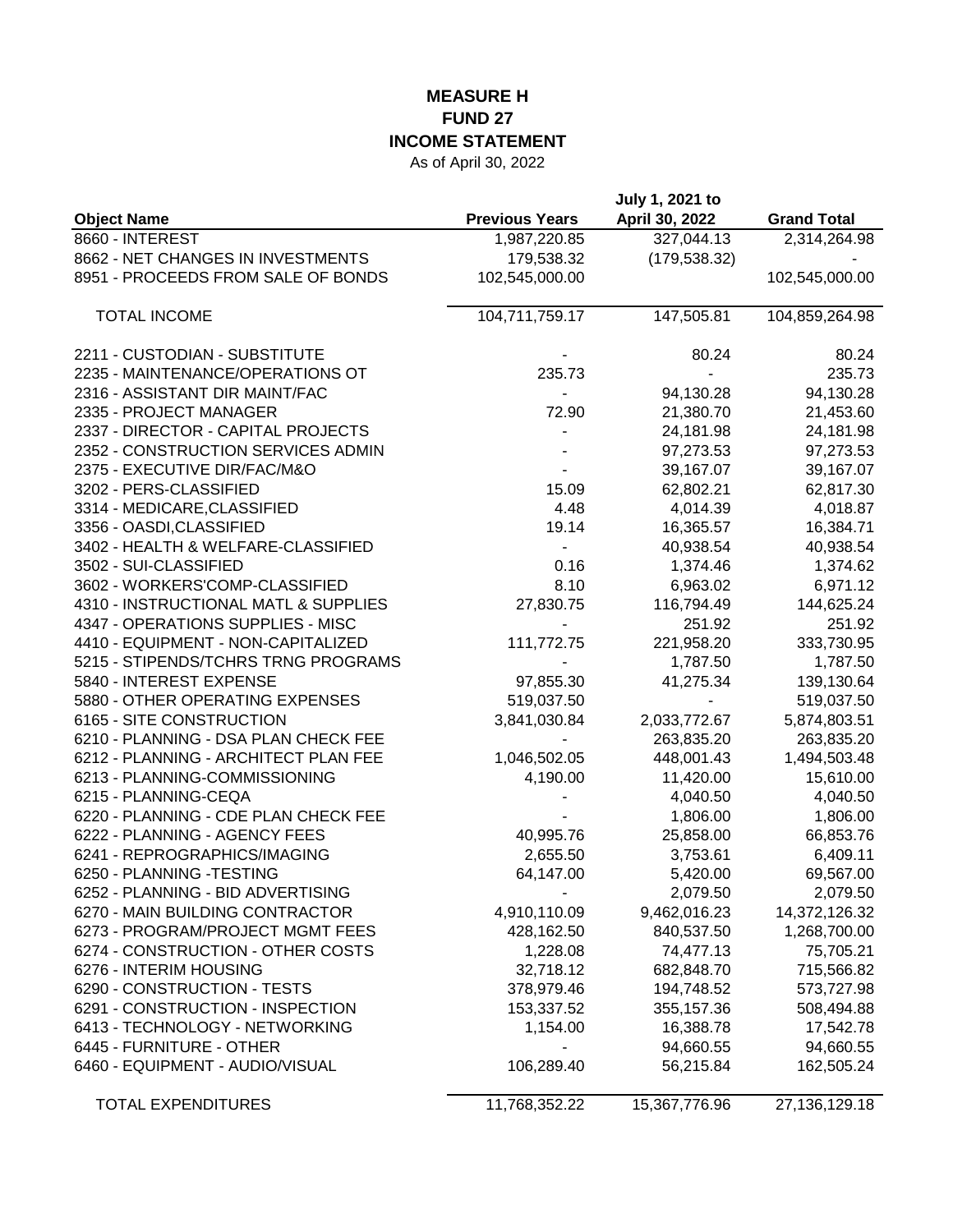# MEASURE H
# FUND 27
# INCOME STATEMENT

As of April 30, 2022

| Object Name | Previous Years | July 1, 2021 to April 30, 2022 | Grand Total |
|---|---|---|---|
| 8660 - INTEREST | 1,987,220.85 | 327,044.13 | 2,314,264.98 |
| 8662 - NET CHANGES IN INVESTMENTS | 179,538.32 | (179,538.32) | - |
| 8951 - PROCEEDS FROM SALE OF BONDS | 102,545,000.00 | | 102,545,000.00 |
| TOTAL INCOME | 104,711,759.17 | 147,505.81 | 104,859,264.98 |
| 2211 - CUSTODIAN - SUBSTITUTE | - | 80.24 | 80.24 |
| 2235 - MAINTENANCE/OPERATIONS OT | 235.73 | - | 235.73 |
| 2316 - ASSISTANT DIR MAINT/FAC | - | 94,130.28 | 94,130.28 |
| 2335 - PROJECT MANAGER | 72.90 | 21,380.70 | 21,453.60 |
| 2337 - DIRECTOR - CAPITAL PROJECTS | - | 24,181.98 | 24,181.98 |
| 2352 - CONSTRUCTION SERVICES ADMIN | - | 97,273.53 | 97,273.53 |
| 2375 - EXECUTIVE DIR/FAC/M&O | - | 39,167.07 | 39,167.07 |
| 3202 - PERS-CLASSIFIED | 15.09 | 62,802.21 | 62,817.30 |
| 3314 - MEDICARE,CLASSIFIED | 4.48 | 4,014.39 | 4,018.87 |
| 3356 - OASDI,CLASSIFIED | 19.14 | 16,365.57 | 16,384.71 |
| 3402 - HEALTH & WELFARE-CLASSIFIED | - | 40,938.54 | 40,938.54 |
| 3502 - SUI-CLASSIFIED | 0.16 | 1,374.46 | 1,374.62 |
| 3602 - WORKERS'COMP-CLASSIFIED | 8.10 | 6,963.02 | 6,971.12 |
| 4310 - INSTRUCTIONAL MATL & SUPPLIES | 27,830.75 | 116,794.49 | 144,625.24 |
| 4347 - OPERATIONS SUPPLIES - MISC | - | 251.92 | 251.92 |
| 4410 - EQUIPMENT - NON-CAPITALIZED | 111,772.75 | 221,958.20 | 333,730.95 |
| 5215 - STIPENDS/TCHRS TRNG PROGRAMS | - | 1,787.50 | 1,787.50 |
| 5840 - INTEREST EXPENSE | 97,855.30 | 41,275.34 | 139,130.64 |
| 5880 - OTHER OPERATING EXPENSES | 519,037.50 | - | 519,037.50 |
| 6165 - SITE CONSTRUCTION | 3,841,030.84 | 2,033,772.67 | 5,874,803.51 |
| 6210 - PLANNING - DSA PLAN CHECK FEE | - | 263,835.20 | 263,835.20 |
| 6212 - PLANNING - ARCHITECT PLAN FEE | 1,046,502.05 | 448,001.43 | 1,494,503.48 |
| 6213 - PLANNING-COMMISSIONING | 4,190.00 | 11,420.00 | 15,610.00 |
| 6215 - PLANNING-CEQA | - | 4,040.50 | 4,040.50 |
| 6220 - PLANNING - CDE PLAN CHECK FEE | - | 1,806.00 | 1,806.00 |
| 6222 - PLANNING - AGENCY FEES | 40,995.76 | 25,858.00 | 66,853.76 |
| 6241 - REPROGRAPHICS/IMAGING | 2,655.50 | 3,753.61 | 6,409.11 |
| 6250 - PLANNING -TESTING | 64,147.00 | 5,420.00 | 69,567.00 |
| 6252 - PLANNING - BID ADVERTISING | - | 2,079.50 | 2,079.50 |
| 6270 - MAIN BUILDING CONTRACTOR | 4,910,110.09 | 9,462,016.23 | 14,372,126.32 |
| 6273 - PROGRAM/PROJECT MGMT FEES | 428,162.50 | 840,537.50 | 1,268,700.00 |
| 6274 - CONSTRUCTION - OTHER COSTS | 1,228.08 | 74,477.13 | 75,705.21 |
| 6276 - INTERIM HOUSING | 32,718.12 | 682,848.70 | 715,566.82 |
| 6290 - CONSTRUCTION - TESTS | 378,979.46 | 194,748.52 | 573,727.98 |
| 6291 - CONSTRUCTION - INSPECTION | 153,337.52 | 355,157.36 | 508,494.88 |
| 6413 - TECHNOLOGY - NETWORKING | 1,154.00 | 16,388.78 | 17,542.78 |
| 6445 - FURNITURE - OTHER | - | 94,660.55 | 94,660.55 |
| 6460 - EQUIPMENT - AUDIO/VISUAL | 106,289.40 | 56,215.84 | 162,505.24 |
| TOTAL EXPENDITURES | 11,768,352.22 | 15,367,776.96 | 27,136,129.18 |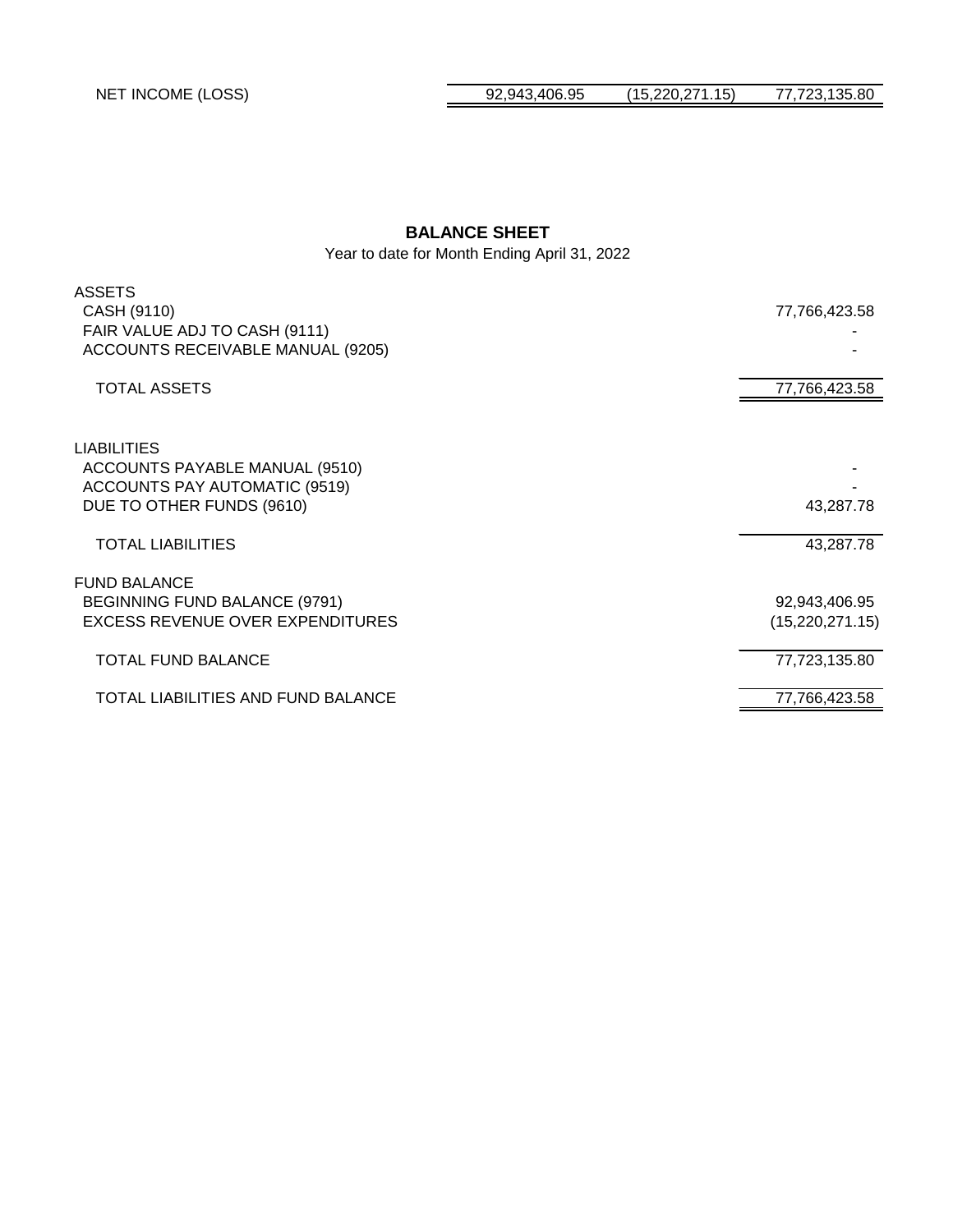| | | | |
|---|---|---|---|
| NET INCOME (LOSS) | 92,943,406.95 | (15,220,271.15) | 77,723,135.80 |

## BALANCE SHEET

Year to date for Month Ending April 31, 2022

| | |
|---|---|
| **ASSETS** | |
| CASH (9110) | 77,766,423.58 |
| FAIR VALUE ADJ TO CASH (9111) | - |
| ACCOUNTS RECEIVABLE MANUAL (9205) | - |
| TOTAL ASSETS | 77,766,423.58 |
| **LIABILITIES** | |
| ACCOUNTS PAYABLE MANUAL (9510) | - |
| ACCOUNTS PAY AUTOMATIC (9519) | - |
| DUE TO OTHER FUNDS (9610) | 43,287.78 |
| TOTAL LIABILITIES | 43,287.78 |
| **FUND BALANCE** | |
| BEGINNING FUND BALANCE (9791) | 92,943,406.95 |
| EXCESS REVENUE OVER EXPENDITURES | (15,220,271.15) |
| TOTAL FUND BALANCE | 77,723,135.80 |
| TOTAL LIABILITIES AND FUND BALANCE | 77,766,423.58 |